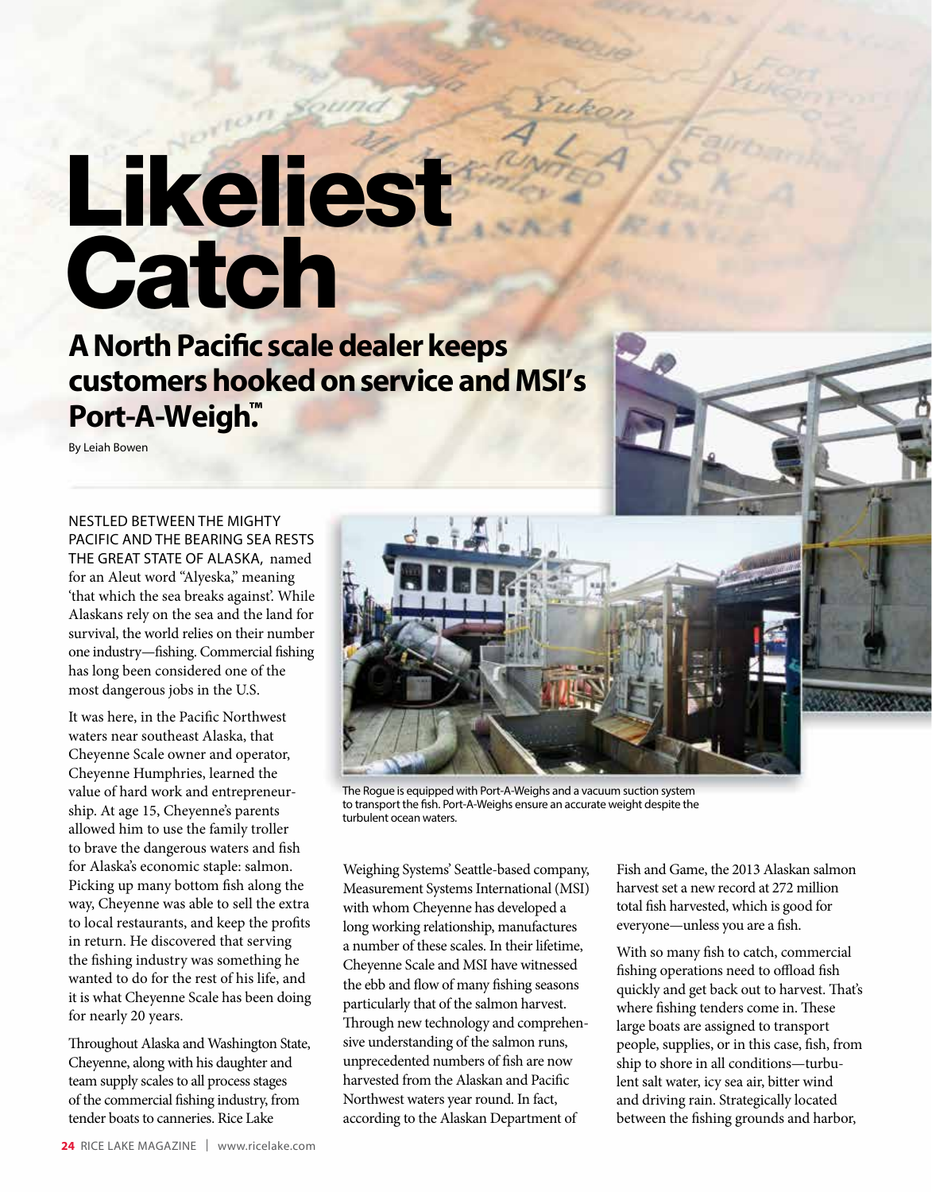# Likeliest Catch

## A North Pacific scale dealer keeps customers hooked on service and MSI's Port-A-Weigh.™

By Leiah Bowen

NESTLED BETWEEN THE MIGHTY PACIFIC AND THE BEARING SEA RESTS THE GREAT STATE OF ALASKA, named for an Aleut word "Alyeska," meaning 'that which the sea breaks against'. While Alaskans rely on the sea and the land for survival, the world relies on their number one industry—fishing. Commercial fishing has long been considered one of the most dangerous jobs in the U.S.

It was here, in the Pacific Northwest waters near southeast Alaska, that Cheyenne Scale owner and operator, Cheyenne Humphries, learned the value of hard work and entrepreneurship. At age 15, Cheyenne's parents allowed him to use the family troller to brave the dangerous waters and fish for Alaska's economic staple: salmon. Picking up many bottom fish along the way, Cheyenne was able to sell the extra to local restaurants, and keep the profits in return. He discovered that serving the fishing industry was something he wanted to do for the rest of his life, and it is what Cheyenne Scale has been doing for nearly 20 years.

Throughout Alaska and Washington State, Cheyenne, along with his daughter and team supply scales to all process stages of the commercial fishing industry, from tender boats to canneries. Rice Lake Weighing Systems' Seattle-based company, Measurement Systems International (MSI) with whom Cheyenne has developed a long working relationship, manufactures a number of these scales. In their lifetime, Cheyenne Scale and MSI have witnessed the ebb and flow of many fishing seasons particularly that of the salmon harvest. Through new technology and comprehensive understanding of the salmon runs, unprecedented numbers of fish are now harvested from the Alaskan and Pacific Northwest waters year round. In fact, according to the Alaskan Department of Fish and Game, the 2013 Alaskan salmon harvest set a new record at 272 million total fish harvested, which is good for everyone—unless you are a fish.

With so many fish to catch, commercial fishing operations need to offload fish quickly and get back out to harvest. That's where fishing tenders come in. These large boats are assigned to transport people, supplies, or in this case, fish, from ship to shore in all conditions—turbulent salt water, icy sea air, bitter wind and driving rain. Strategically located between the fishing grounds and harbor,

The Rogue is equipped with Port-A-Weighs and a vacuum suction system to transport the fish. Port-A-Weighs ensure an accurate weight despite the turbulent ocean waters.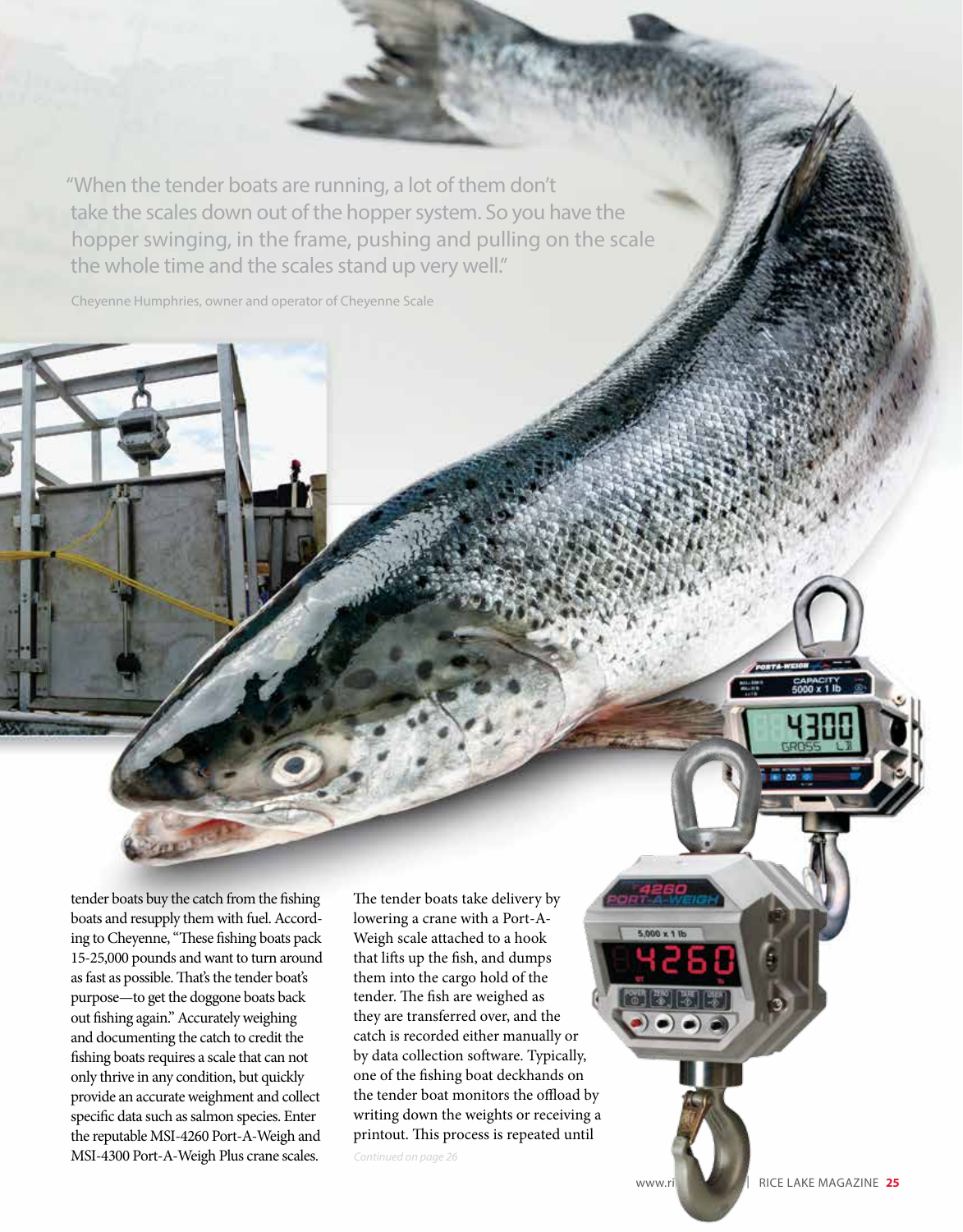> "When the tender boats are running, a lot of them don't take the scales down out of the hopper system. So you have the hopper swinging, in the frame, pushing and pulling on the scale the whole time and the scales stand up very well."
>
> Cheyenne Humphries, owner and operator of Cheyenne Scale

tender boats buy the catch from the fishing boats and resupply them with fuel. According to Cheyenne, "These fishing boats pack 15-25,000 pounds and want to turn around as fast as possible. That's the tender boat's purpose—to get the doggone boats back out fishing again." Accurately weighing and documenting the catch to credit the fishing boats requires a scale that can not only thrive in any condition, but quickly provide an accurate weighment and collect specific data such as salmon species. Enter the reputable MSI-4260 Port-A-Weigh and MSI-4300 Port-A-Weigh Plus crane scales.

The tender boats take delivery by lowering a crane with a Port-A-Weigh scale attached to a hook that lifts up the fish, and dumps them into the cargo hold of the tender. The fish are weighed as they are transferred over, and the catch is recorded either manually or by data collection software. Typically, one of the fishing boat deckhands on the tender boat monitors the offload by writing down the weights or receiving a printout. This process is repeated until

*Continued on page 26*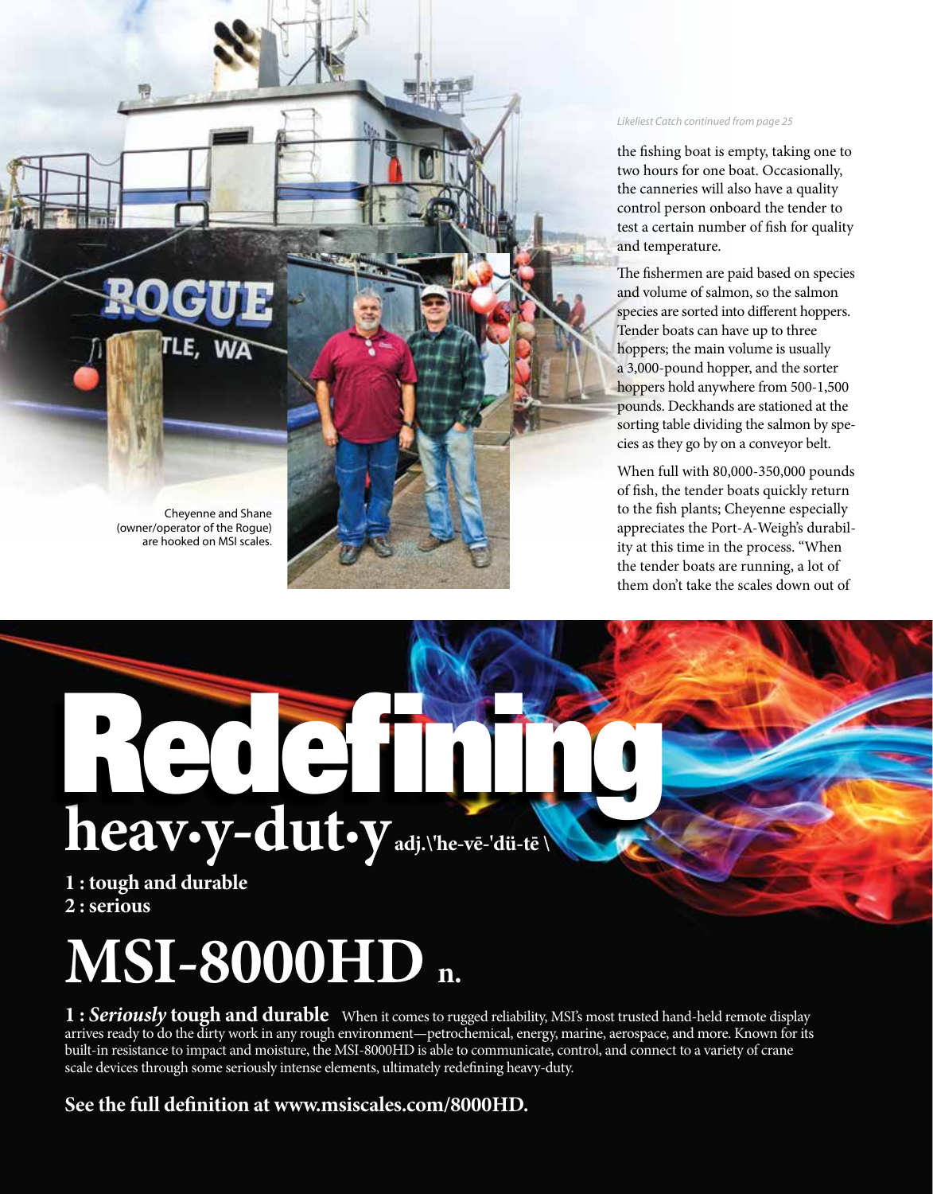Cheyenne and Shane (owner/operator of the Rogue) are hooked on MSI scales.

*Likeliest Catch continued from page 25*

the fishing boat is empty, taking one to two hours for one boat. Occasionally, the canneries will also have a quality control person onboard the tender to test a certain number of fish for quality and temperature.

The fishermen are paid based on species and volume of salmon, so the salmon species are sorted into different hoppers. Tender boats can have up to three hoppers; the main volume is usually a 3,000-pound hopper, and the sorter hoppers hold anywhere from 500-1,500 pounds. Deckhands are stationed at the sorting table dividing the salmon by species as they go by on a conveyor belt.

When full with 80,000-350,000 pounds of fish, the tender boats quickly return to the fish plants; Cheyenne especially appreciates the Port-A-Weigh's durability at this time in the process. "When the tender boats are running, a lot of them don't take the scales down out of

# Redefining

## heav•y-dut•y adj.\'he-vē-'dü-tē \

**1 : tough and durable**
**2 : serious**

# MSI-8000HD n.

**1 : *Seriously* tough and durable** When it comes to rugged reliability, MSI's most trusted hand-held remote display arrives ready to do the dirty work in any rough environment—petrochemical, energy, marine, aerospace, and more. Known for its built-in resistance to impact and moisture, the MSI-8000HD is able to communicate, control, and connect to a variety of crane scale devices through some seriously intense elements, ultimately redefining heavy-duty.

**See the full definition at www.msiscales.com/8000HD.**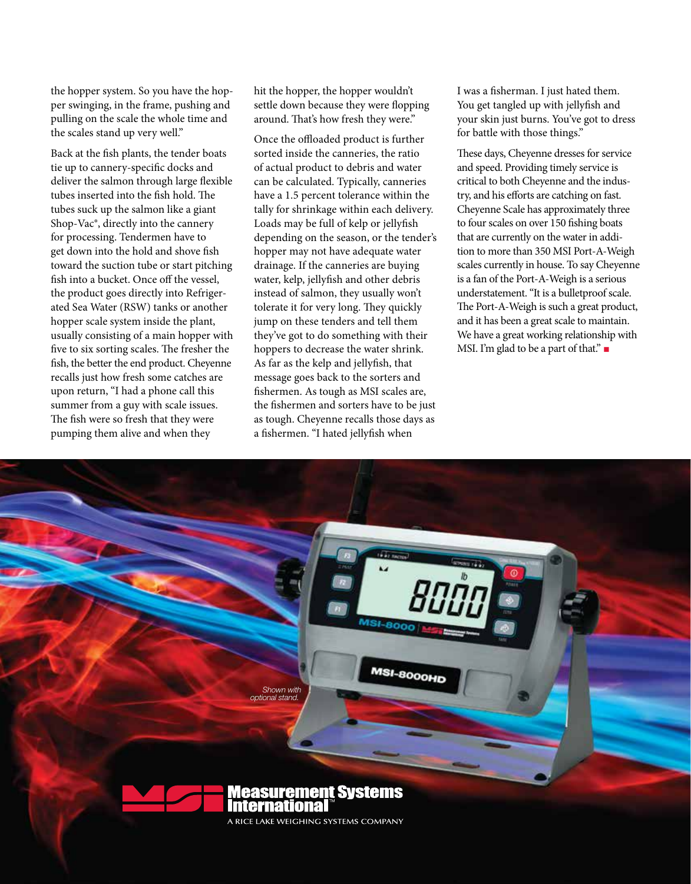the hopper system. So you have the hopper swinging, in the frame, pushing and pulling on the scale the whole time and the scales stand up very well."

Back at the fish plants, the tender boats tie up to cannery-specific docks and deliver the salmon through large flexible tubes inserted into the fish hold. The tubes suck up the salmon like a giant Shop-Vac®, directly into the cannery for processing. Tendermen have to get down into the hold and shove fish toward the suction tube or start pitching fish into a bucket. Once off the vessel, the product goes directly into Refrigerated Sea Water (RSW) tanks or another hopper scale system inside the plant, usually consisting of a main hopper with five to six sorting scales. The fresher the fish, the better the end product. Cheyenne recalls just how fresh some catches are upon return, "I had a phone call this summer from a guy with scale issues. The fish were so fresh that they were pumping them alive and when they hit the hopper, the hopper wouldn't settle down because they were flopping around. That's how fresh they were."

Once the offloaded product is further sorted inside the canneries, the ratio of actual product to debris and water can be calculated. Typically, canneries have a 1.5 percent tolerance within the tally for shrinkage within each delivery. Loads may be full of kelp or jellyfish depending on the season, or the tender's hopper may not have adequate water drainage. If the canneries are buying water, kelp, jellyfish and other debris instead of salmon, they usually won't tolerate it for very long. They quickly jump on these tenders and tell them they've got to do something with their hoppers to decrease the water shrink. As far as the kelp and jellyfish, that message goes back to the sorters and fishermen. As tough as MSI scales are, the fishermen and sorters have to be just as tough. Cheyenne recalls those days as a fishermen. "I hated jellyfish when I was a fisherman. I just hated them. You get tangled up with jellyfish and your skin just burns. You've got to dress for battle with those things."

These days, Cheyenne dresses for service and speed. Providing timely service is critical to both Cheyenne and the industry, and his efforts are catching on fast. Cheyenne Scale has approximately three to four scales on over 150 fishing boats that are currently on the water in addition to more than 350 MSI Port-A-Weigh scales currently in house. To say Cheyenne is a fan of the Port-A-Weigh is a serious understatement. "It is a bulletproof scale. The Port-A-Weigh is such a great product, and it has been a great scale to maintain. We have a great working relationship with MSI. I'm glad to be a part of that." ■

*Shown with optional stand.*

Measurement Systems International™

A RICE LAKE WEIGHING SYSTEMS COMPANY